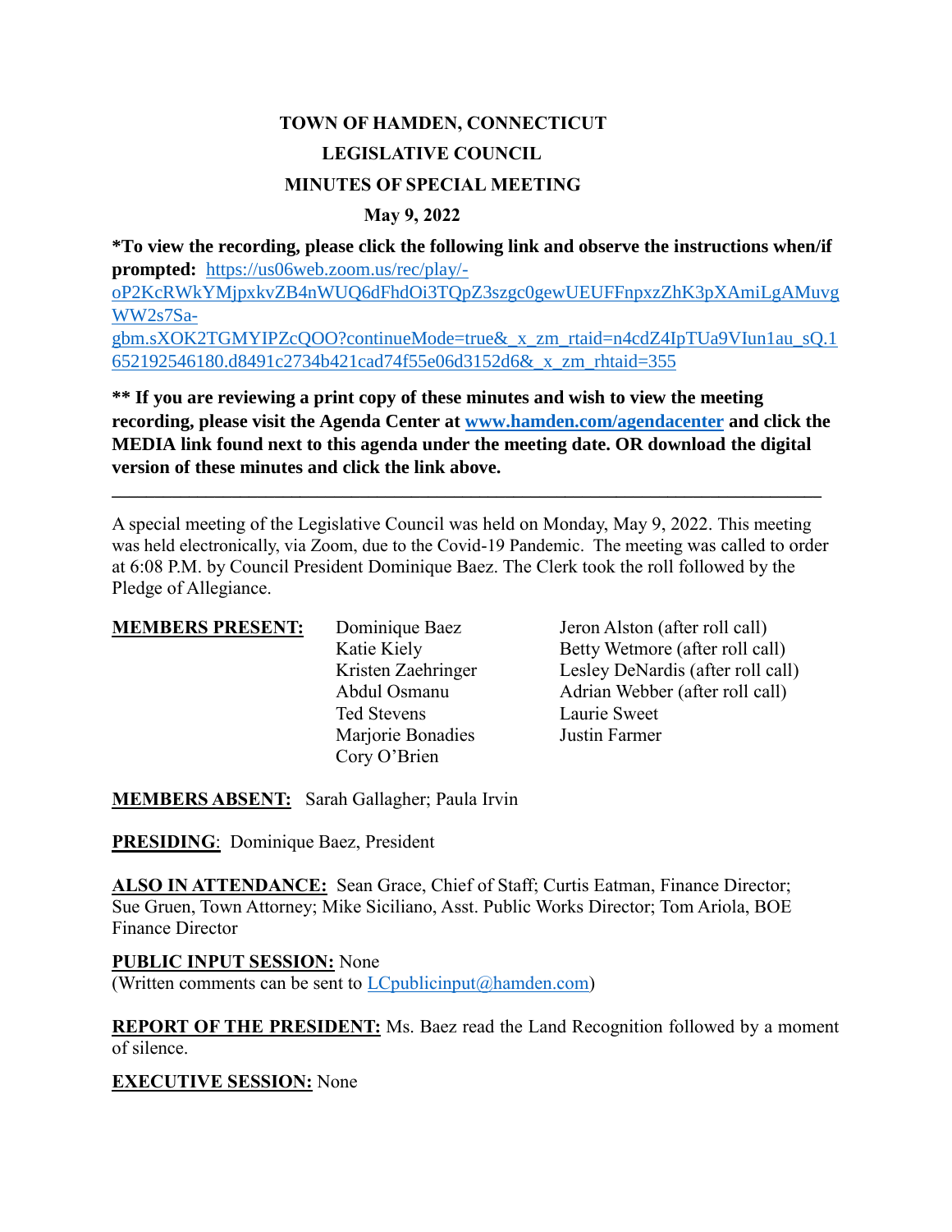**TOWN OF HAMDEN, CONNECTICUT**

**LEGISLATIVE COUNCIL**

**MINUTES OF SPECIAL MEETING**

**May 9, 2022**

**\*To view the recording, please click the following link and observe the instructions when/if prompted:** [https://us06web.zoom.us/rec/play/-oP2KcRWkYMjpxkvZB4nWUQ6dFhdOi3TQpZ3szgc0gewUEUFFnpxzZhK3pXAmiLgAMuvgWW2s7Sa-gbm.sXOK2TGMYIPZcQOO?continueMode=true&_x_zm_rtaid=n4cdZ4IpTUa9VIun1au_sQ.1652192546180.d8491c2734b421cad74f55e06d3152d6&_x_zm_rhtaid=355](https://us06web.zoom.us/rec/play/-oP2KcRWkYMjpxkvZB4nWUQ6dFhdOi3TQpZ3szgc0gewUEUFFnpxzZhK3pXAmiLgAMuvgWW2s7Sa-gbm.sXOK2TGMYIPZcQOO?continueMode=true&_x_zm_rtaid=n4cdZ4IpTUa9VIun1au_sQ.1652192546180.d8491c2734b421cad74f55e06d3152d6&_x_zm_rhtaid=355)

**\*\* If you are reviewing a print copy of these minutes and wish to view the meeting recording, please visit the Agenda Center at [www.hamden.com/agendacenter](http://www.hamden.com/agendacenter) and click the MEDIA link found next to this agenda under the meeting date. OR download the digital version of these minutes and click the link above.**

---

A special meeting of the Legislative Council was held on Monday, May 9, 2022. This meeting was held electronically, via Zoom, due to the Covid-19 Pandemic. The meeting was called to order at 6:08 P.M. by Council President Dominique Baez. The Clerk took the roll followed by the Pledge of Allegiance.

**MEMBERS PRESENT:**

Dominique Baez
Katie Kiely
Kristen Zaehringer
Abdul Osmanu
Ted Stevens
Marjorie Bonadies
Cory O'Brien
Jeron Alston (after roll call)
Betty Wetmore (after roll call)
Lesley DeNardis (after roll call)
Adrian Webber (after roll call)
Laurie Sweet
Justin Farmer

**MEMBERS ABSENT:** Sarah Gallagher; Paula Irvin

**PRESIDING**: Dominique Baez, President

**ALSO IN ATTENDANCE:** Sean Grace, Chief of Staff; Curtis Eatman, Finance Director; Sue Gruen, Town Attorney; Mike Siciliano, Asst. Public Works Director; Tom Ariola, BOE Finance Director

**PUBLIC INPUT SESSION:** None
(Written comments can be sent to [LCpublicinput@hamden.com](mailto:LCpublicinput@hamden.com))

**REPORT OF THE PRESIDENT:** Ms. Baez read the Land Recognition followed by a moment of silence.

**EXECUTIVE SESSION:** None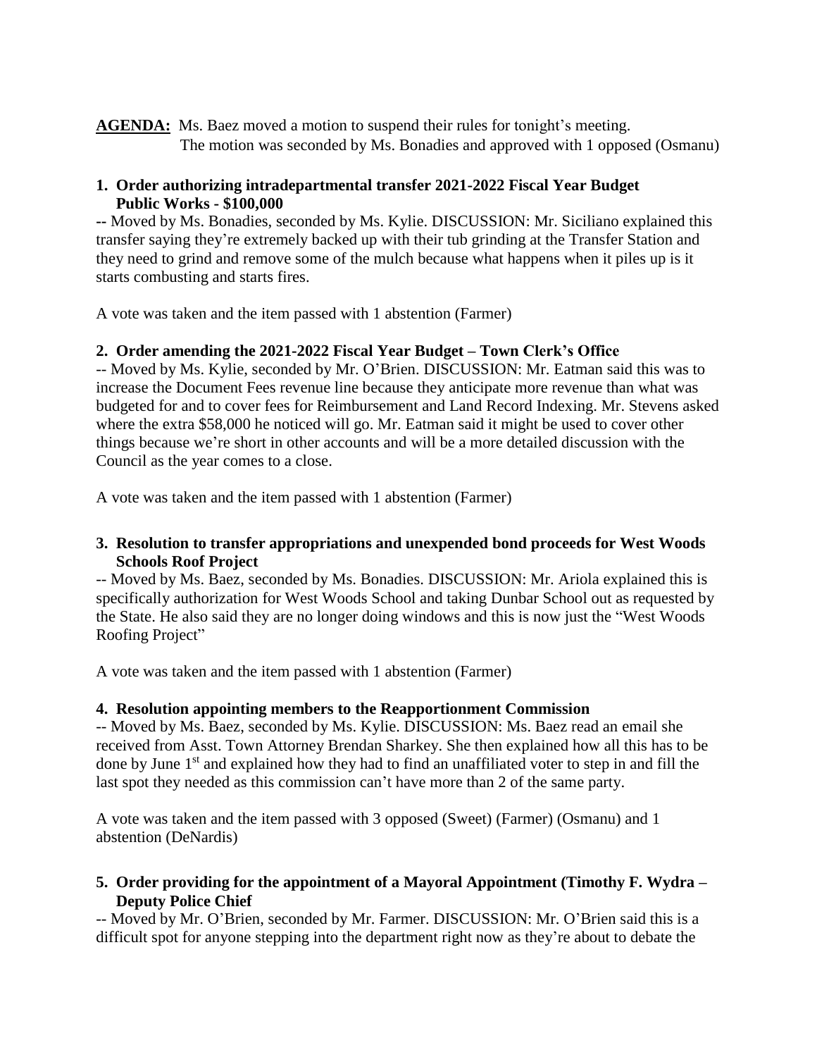**AGENDA:** Ms. Baez moved a motion to suspend their rules for tonight's meeting. The motion was seconded by Ms. Bonadies and approved with 1 opposed (Osmanu)

**1. Order authorizing intradepartmental transfer 2021-2022 Fiscal Year Budget Public Works - $100,000**

-- Moved by Ms. Bonadies, seconded by Ms. Kylie. DISCUSSION: Mr. Siciliano explained this transfer saying they're extremely backed up with their tub grinding at the Transfer Station and they need to grind and remove some of the mulch because what happens when it piles up is it starts combusting and starts fires.

A vote was taken and the item passed with 1 abstention (Farmer)

**2. Order amending the 2021-2022 Fiscal Year Budget – Town Clerk's Office**

-- Moved by Ms. Kylie, seconded by Mr. O'Brien. DISCUSSION: Mr. Eatman said this was to increase the Document Fees revenue line because they anticipate more revenue than what was budgeted for and to cover fees for Reimbursement and Land Record Indexing. Mr. Stevens asked where the extra $58,000 he noticed will go. Mr. Eatman said it might be used to cover other things because we're short in other accounts and will be a more detailed discussion with the Council as the year comes to a close.

A vote was taken and the item passed with 1 abstention (Farmer)

**3. Resolution to transfer appropriations and unexpended bond proceeds for West Woods Schools Roof Project**

-- Moved by Ms. Baez, seconded by Ms. Bonadies. DISCUSSION: Mr. Ariola explained this is specifically authorization for West Woods School and taking Dunbar School out as requested by the State. He also said they are no longer doing windows and this is now just the "West Woods Roofing Project"

A vote was taken and the item passed with 1 abstention (Farmer)

**4. Resolution appointing members to the Reapportionment Commission**

-- Moved by Ms. Baez, seconded by Ms. Kylie. DISCUSSION: Ms. Baez read an email she received from Asst. Town Attorney Brendan Sharkey. She then explained how all this has to be done by June 1st and explained how they had to find an unaffiliated voter to step in and fill the last spot they needed as this commission can't have more than 2 of the same party.

A vote was taken and the item passed with 3 opposed (Sweet) (Farmer) (Osmanu) and 1 abstention (DeNardis)

**5. Order providing for the appointment of a Mayoral Appointment (Timothy F. Wydra – Deputy Police Chief**

-- Moved by Mr. O'Brien, seconded by Mr. Farmer. DISCUSSION: Mr. O'Brien said this is a difficult spot for anyone stepping into the department right now as they're about to debate the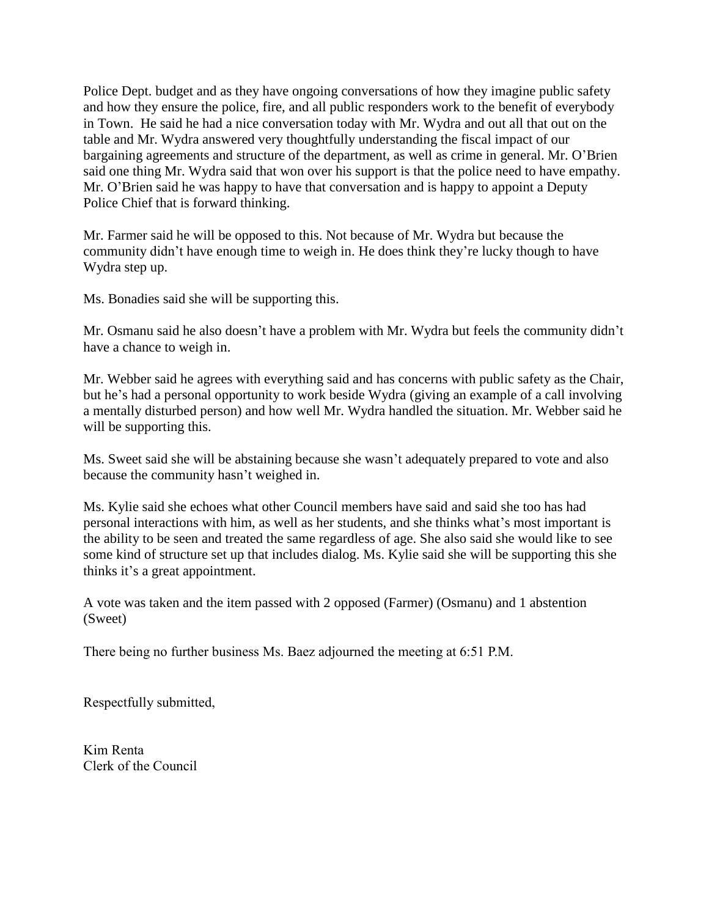Police Dept. budget and as they have ongoing conversations of how they imagine public safety and how they ensure the police, fire, and all public responders work to the benefit of everybody in Town. He said he had a nice conversation today with Mr. Wydra and out all that out on the table and Mr. Wydra answered very thoughtfully understanding the fiscal impact of our bargaining agreements and structure of the department, as well as crime in general. Mr. O'Brien said one thing Mr. Wydra said that won over his support is that the police need to have empathy. Mr. O'Brien said he was happy to have that conversation and is happy to appoint a Deputy Police Chief that is forward thinking.

Mr. Farmer said he will be opposed to this. Not because of Mr. Wydra but because the community didn't have enough time to weigh in. He does think they're lucky though to have Wydra step up.

Ms. Bonadies said she will be supporting this.

Mr. Osmanu said he also doesn't have a problem with Mr. Wydra but feels the community didn't have a chance to weigh in.

Mr. Webber said he agrees with everything said and has concerns with public safety as the Chair, but he's had a personal opportunity to work beside Wydra (giving an example of a call involving a mentally disturbed person) and how well Mr. Wydra handled the situation. Mr. Webber said he will be supporting this.

Ms. Sweet said she will be abstaining because she wasn't adequately prepared to vote and also because the community hasn't weighed in.

Ms. Kylie said she echoes what other Council members have said and said she too has had personal interactions with him, as well as her students, and she thinks what's most important is the ability to be seen and treated the same regardless of age. She also said she would like to see some kind of structure set up that includes dialog. Ms. Kylie said she will be supporting this she thinks it's a great appointment.

A vote was taken and the item passed with 2 opposed (Farmer) (Osmanu) and 1 abstention (Sweet)

There being no further business Ms. Baez adjourned the meeting at 6:51 P.M.

Respectfully submitted,

Kim Renta  
Clerk of the Council